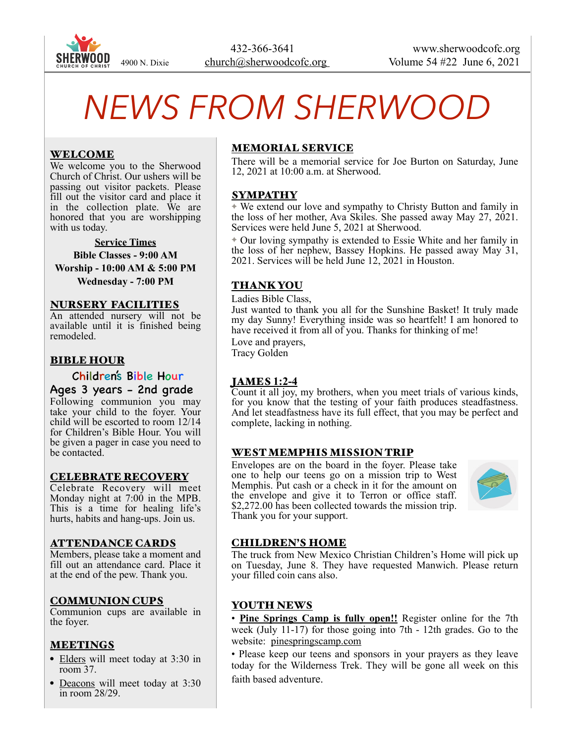SHERWOOD CHURCH OF CHRIST 4900 N. Dixie

432-366-3641
church@sherwoodcofc.org

www.sherwoodcofc.org
Volume 54 #22 June 6, 2021

# NEWS FROM SHERWOOD

## WELCOME

We welcome you to the Sherwood Church of Christ. Our ushers will be passing out visitor packets. Please fill out the visitor card and place it in the collection plate. We are honored that you are worshipping with us today.

**Service Times**
**Bible Classes - 9:00 AM**
**Worship - 10:00 AM & 5:00 PM**
**Wednesday - 7:00 PM**

## NURSERY FACILITIES

An attended nursery will not be available until it is finished being remodeled.

## BIBLE HOUR

Children's Bible Hour
Ages 3 years - 2nd grade

Following communion you may take your child to the foyer. Your child will be escorted to room 12/14 for Children's Bible Hour. You will be given a pager in case you need to be contacted.

## CELEBRATE RECOVERY

Celebrate Recovery will meet Monday night at 7:00 in the MPB. This is a time for healing life's hurts, habits and hang-ups. Join us.

## ATTENDANCE CARDS

Members, please take a moment and fill out an attendance card. Place it at the end of the pew. Thank you.

## COMMUNION CUPS

Communion cups are available in the foyer.

## MEETINGS

- Elders will meet today at 3:30 in room 37.
- Deacons will meet today at 3:30 in room 28/29.

## MEMORIAL SERVICE

There will be a memorial service for Joe Burton on Saturday, June 12, 2021 at 10:00 a.m. at Sherwood.

## SYMPATHY

✦ We extend our love and sympathy to Christy Button and family in the loss of her mother, Ava Skiles. She passed away May 27, 2021. Services were held June 5, 2021 at Sherwood.

✦ Our loving sympathy is extended to Essie White and her family in the loss of her nephew, Bassey Hopkins. He passed away May 31, 2021. Services will be held June 12, 2021 in Houston.

## THANK YOU

Ladies Bible Class,
Just wanted to thank you all for the Sunshine Basket! It truly made my day Sunny! Everything inside was so heartfelt! I am honored to have received it from all of you. Thanks for thinking of me!
Love and prayers,
Tracy Golden

## JAMES 1:2-4

Count it all joy, my brothers, when you meet trials of various kinds, for you know that the testing of your faith produces steadfastness. And let steadfastness have its full effect, that you may be perfect and complete, lacking in nothing.

## WEST MEMPHIS MISSION TRIP

Envelopes are on the board in the foyer. Please take one to help our teens go on a mission trip to West Memphis. Put cash or a check in it for the amount on the envelope and give it to Terron or office staff. $2,272.00 has been collected towards the mission trip. Thank you for your support.

## CHILDREN'S HOME

The truck from New Mexico Christian Children's Home will pick up on Tuesday, June 8. They have requested Manwich. Please return your filled coin cans also.

## YOUTH NEWS

• **Pine Springs Camp is fully open!!** Register online for the 7th week (July 11-17) for those going into 7th - 12th grades. Go to the website: pinespringscamp.com

• Please keep our teens and sponsors in your prayers as they leave today for the Wilderness Trek. They will be gone all week on this faith based adventure.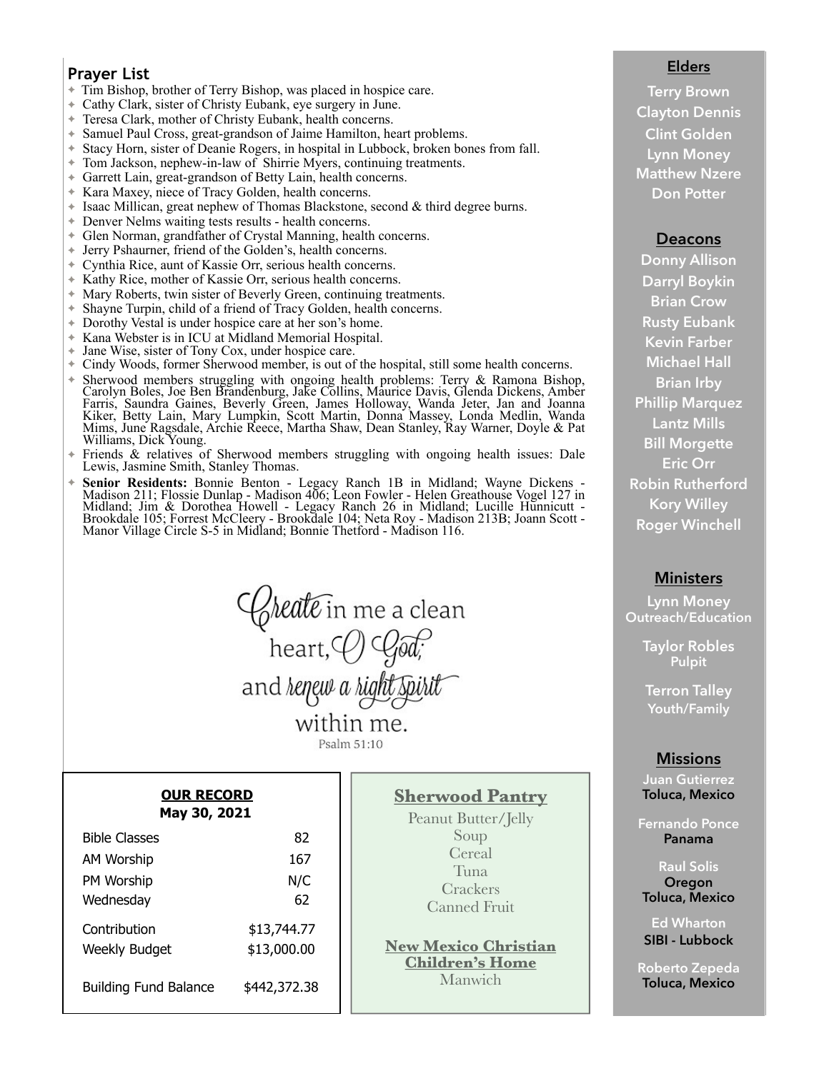## Prayer List

- Tim Bishop, brother of Terry Bishop, was placed in hospice care.
- Cathy Clark, sister of Christy Eubank, eye surgery in June.
- Teresa Clark, mother of Christy Eubank, health concerns.
- Samuel Paul Cross, great-grandson of Jaime Hamilton, heart problems.
- Stacy Horn, sister of Deanie Rogers, in hospital in Lubbock, broken bones from fall.
- Tom Jackson, nephew-in-law of Shirrie Myers, continuing treatments.
- Garrett Lain, great-grandson of Betty Lain, health concerns.
- Kara Maxey, niece of Tracy Golden, health concerns.
- Isaac Millican, great nephew of Thomas Blackstone, second & third degree burns.
- Denver Nelms waiting tests results - health concerns.
- Glen Norman, grandfather of Crystal Manning, health concerns.
- Jerry Pshaurner, friend of the Golden's, health concerns.
- Cynthia Rice, aunt of Kassie Orr, serious health concerns.
- Kathy Rice, mother of Kassie Orr, serious health concerns.
- Mary Roberts, twin sister of Beverly Green, continuing treatments.
- Shayne Turpin, child of a friend of Tracy Golden, health concerns.
- Dorothy Vestal is under hospice care at her son's home.
- Kana Webster is in ICU at Midland Memorial Hospital.
- Jane Wise, sister of Tony Cox, under hospice care.
- Cindy Woods, former Sherwood member, is out of the hospital, still some health concerns.
- Sherwood members struggling with ongoing health problems: Terry & Ramona Bishop, Carolyn Boles, Joe Ben Brandenburg, Jake Collins, Maurice Davis, Glenda Dickens, Amber Farris, Saundra Gaines, Beverly Green, James Holloway, Wanda Jeter, Jan and Joanna Kiker, Betty Lain, Mary Lumpkin, Scott Martin, Donna Massey, Londa Medlin, Wanda Mims, June Ragsdale, Archie Reece, Martha Shaw, Dean Stanley, Ray Warner, Doyle & Pat Williams, Dick Young.
- Friends & relatives of Sherwood members struggling with ongoing health issues: Dale Lewis, Jasmine Smith, Stanley Thomas.
- **Senior Residents:** Bonnie Benton - Legacy Ranch 1B in Midland; Wayne Dickens - Madison 211; Flossie Dunlap - Madison 406; Leon Fowler - Helen Greathouse Vogel 127 in Midland; Jim & Dorothea Howell - Legacy Ranch 26 in Midland; Lucille Hunnicutt - Brookdale 105; Forrest McCleery - Brookdale 104; Neta Roy - Madison 213B; Joann Scott - Manor Village Circle S-5 in Midland; Bonnie Thetford - Madison 116.

Create in me a clean heart, O God; and renew a right spirit within me.
Psalm 51:10

**OUR RECORD**
**May 30, 2021**

| | |
|---|---|
| Bible Classes | 82 |
| AM Worship | 167 |
| PM Worship | N/C |
| Wednesday | 62 |
| Contribution | $13,744.77 |
| Weekly Budget | $13,000.00 |
| Building Fund Balance | $442,372.38 |

### Sherwood Pantry

Peanut Butter/Jelly
Soup
Cereal
Tuna
Crackers
Canned Fruit

**New Mexico Christian Children's Home**
Manwich

### Elders

Terry Brown
Clayton Dennis
Clint Golden
Lynn Money
Matthew Nzere
Don Potter

### Deacons

Donny Allison
Darryl Boykin
Brian Crow
Rusty Eubank
Kevin Farber
Michael Hall
Brian Irby
Phillip Marquez
Lantz Mills
Bill Morgette
Eric Orr
Robin Rutherford
Kory Willey
Roger Winchell

### Ministers

Lynn Money
Outreach/Education

Taylor Robles
Pulpit

Terron Talley
Youth/Family

### Missions

Juan Gutierrez
Toluca, Mexico

Fernando Ponce
Panama

Raul Solis
Oregon
Toluca, Mexico

Ed Wharton
SIBI - Lubbock

Roberto Zepeda
Toluca, Mexico